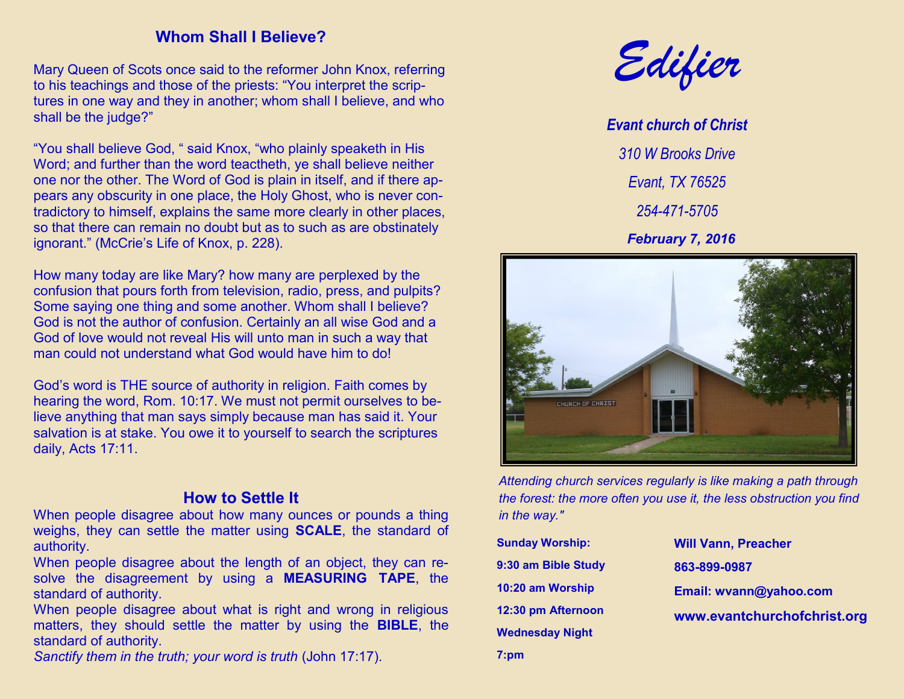## Whom Shall I Believe?

Mary Queen of Scots once said to the reformer John Knox, referring to his teachings and those of the priests: "You interpret the scriptures in one way and they in another; whom shall I believe, and who shall be the judge?"

"You shall believe God, " said Knox, "who plainly speaketh in His Word; and further than the word teacheth, ye shall believe neither one nor the other. The Word of God is plain in itself, and if there appears any obscurity in one place, the Holy Ghost, who is never contradictory to himself, explains the same more clearly in other places, so that there can remain no doubt but as to such as are obstinately ignorant." (McCrie's Life of Knox, p. 228).

How many today are like Mary? how many are perplexed by the confusion that pours forth from television, radio, press, and pulpits? Some saying one thing and some another. Whom shall I believe? God is not the author of confusion. Certainly an all wise God and a God of love would not reveal His will unto man in such a way that man could not understand what God would have him to do!

God's word is THE source of authority in religion. Faith comes by hearing the word, Rom. 10:17. We must not permit ourselves to believe anything that man says simply because man has said it. Your salvation is at stake. You owe it to yourself to search the scriptures daily, Acts 17:11.

## How to Settle It

When people disagree about how many ounces or pounds a thing weighs, they can settle the matter using **SCALE**, the standard of authority.

When people disagree about the length of an object, they can resolve the disagreement by using a **MEASURING TAPE**, the standard of authority.

When people disagree about what is right and wrong in religious matters, they should settle the matter by using the **BIBLE**, the standard of authority.

*Sanctify them in the truth; your word is truth* (John 17:17).

# *Edifier*

***Evant church of Christ***

*310 W Brooks Drive*

*Evant, TX 76525*

*254-471-5705*

***February 7, 2016***

*Attending church services regularly is like making a path through the forest: the more often you use it, the less obstruction you find in the way."*

**Sunday Worship:**

**9:30 am Bible Study**

**10:20 am Worship**

**12:30 pm Afternoon**

**Wednesday Night**

**7:pm**

**Will Vann, Preacher**

**863-899-0987**

**Email: wvann@yahoo.com**

**www.evantchurchofchrist.org**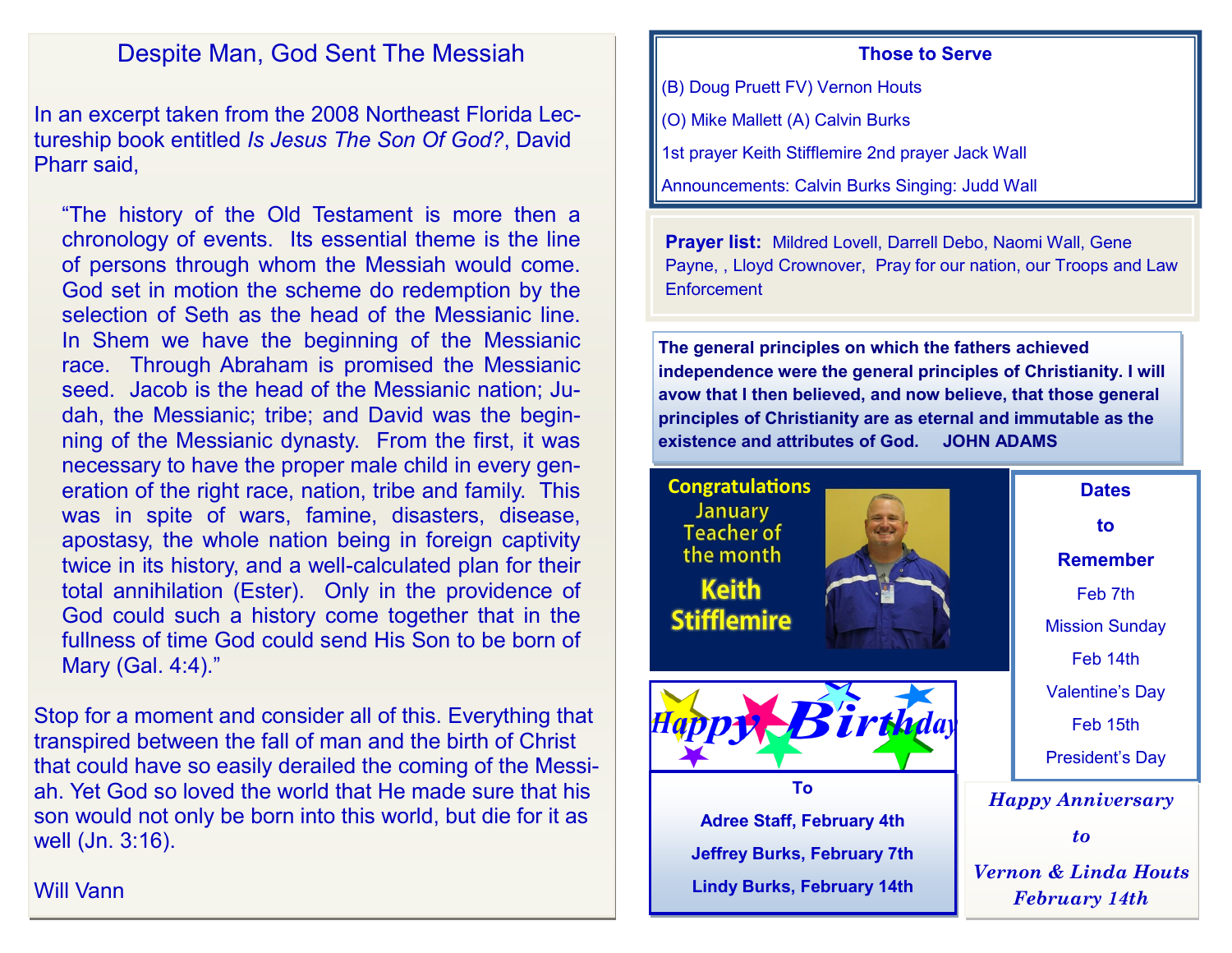## Despite Man, God Sent The Messiah

In an excerpt taken from the 2008 Northeast Florida Lectureship book entitled *Is Jesus The Son Of God?*, David Pharr said,

> "The history of the Old Testament is more then a chronology of events. Its essential theme is the line of persons through whom the Messiah would come. God set in motion the scheme do redemption by the selection of Seth as the head of the Messianic line. In Shem we have the beginning of the Messianic race. Through Abraham is promised the Messianic seed. Jacob is the head of the Messianic nation; Judah, the Messianic; tribe; and David was the beginning of the Messianic dynasty. From the first, it was necessary to have the proper male child in every generation of the right race, nation, tribe and family. This was in spite of wars, famine, disasters, disease, apostasy, the whole nation being in foreign captivity twice in its history, and a well-calculated plan for their total annihilation (Ester). Only in the providence of God could such a history come together that in the fullness of time God could send His Son to be born of Mary (Gal. 4:4)."

Stop for a moment and consider all of this. Everything that transpired between the fall of man and the birth of Christ that could have so easily derailed the coming of the Messiah. Yet God so loved the world that He made sure that his son would not only be born into this world, but die for it as well (Jn. 3:16).

Will Vann

**Those to Serve**

(B) Doug Pruett FV) Vernon Houts

(O) Mike Mallett (A) Calvin Burks

1st prayer Keith Stifflemire 2nd prayer Jack Wall

Announcements: Calvin Burks Singing: Judd Wall

**Prayer list:** Mildred Lovell, Darrell Debo, Naomi Wall, Gene Payne, , Lloyd Crownover, Pray for our nation, our Troops and Law Enforcement

**The general principles on which the fathers achieved independence were the general principles of Christianity. I will avow that I then believed, and now believe, that those general principles of Christianity are as eternal and immutable as the existence and attributes of God. JOHN ADAMS**

**Congratulations**
January Teacher of the month
**Keith Stifflemire**

**Dates to Remember**

Feb 7th
Mission Sunday

Feb 14th
Valentine's Day

Feb 15th
President's Day

**Happy Birthday**

**To**

**Adree Staff, February 4th**

**Jeffrey Burks, February 7th**

**Lindy Burks, February 14th**

***Happy Anniversary to Vernon & Linda Houts February 14th***